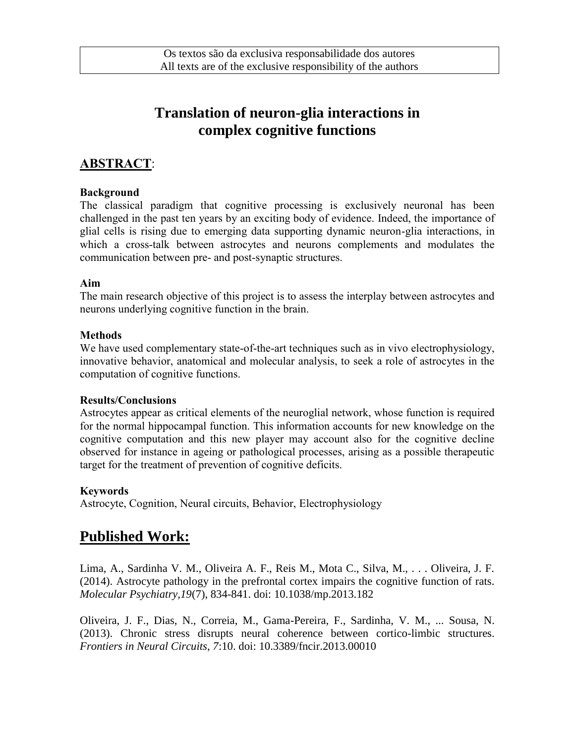Os textos são da exclusiva responsabilidade dos autores
All texts are of the exclusive responsibility of the authors

# Translation of neuron-glia interactions in complex cognitive functions

## ABSTRACT:

**Background**

The classical paradigm that cognitive processing is exclusively neuronal has been challenged in the past ten years by an exciting body of evidence. Indeed, the importance of glial cells is rising due to emerging data supporting dynamic neuron-glia interactions, in which a cross-talk between astrocytes and neurons complements and modulates the communication between pre- and post-synaptic structures.

**Aim**

The main research objective of this project is to assess the interplay between astrocytes and neurons underlying cognitive function in the brain.

**Methods**

We have used complementary state-of-the-art techniques such as in vivo electrophysiology, innovative behavior, anatomical and molecular analysis, to seek a role of astrocytes in the computation of cognitive functions.

**Results/Conclusions**

Astrocytes appear as critical elements of the neuroglial network, whose function is required for the normal hippocampal function. This information accounts for new knowledge on the cognitive computation and this new player may account also for the cognitive decline observed for instance in ageing or pathological processes, arising as a possible therapeutic target for the treatment of prevention of cognitive deficits.

**Keywords**

Astrocyte, Cognition, Neural circuits, Behavior, Electrophysiology

## Published Work:

Lima, A., Sardinha V. M., Oliveira A. F., Reis M., Mota C., Silva, M., . . . Oliveira, J. F. (2014). Astrocyte pathology in the prefrontal cortex impairs the cognitive function of rats. *Molecular Psychiatry*,*19*(7), 834-841. doi: 10.1038/mp.2013.182

Oliveira, J. F., Dias, N., Correia, M., Gama-Pereira, F., Sardinha, V. M., ... Sousa, N. (2013). Chronic stress disrupts neural coherence between cortico-limbic structures. *Frontiers in Neural Circuits*, *7*:10. doi: 10.3389/fncir.2013.00010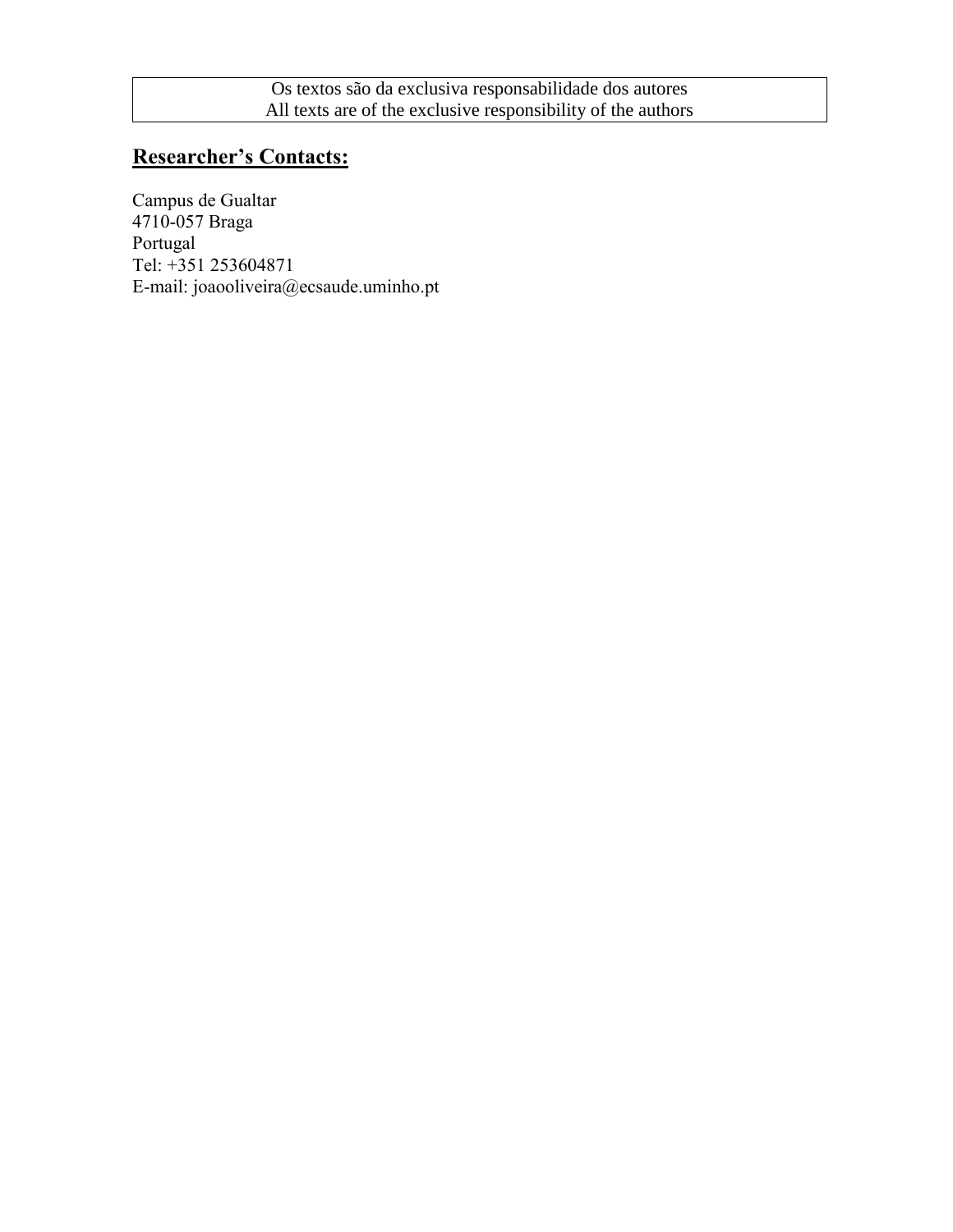| |
|---|
| Os textos são da exclusiva responsabilidade dos autores<br>All texts are of the exclusive responsibility of the authors |

## **Researcher's Contacts:**

Campus de Gualtar  
4710-057 Braga  
Portugal  
Tel: +351 253604871  
E-mail: joaooliveira@ecsaude.uminho.pt